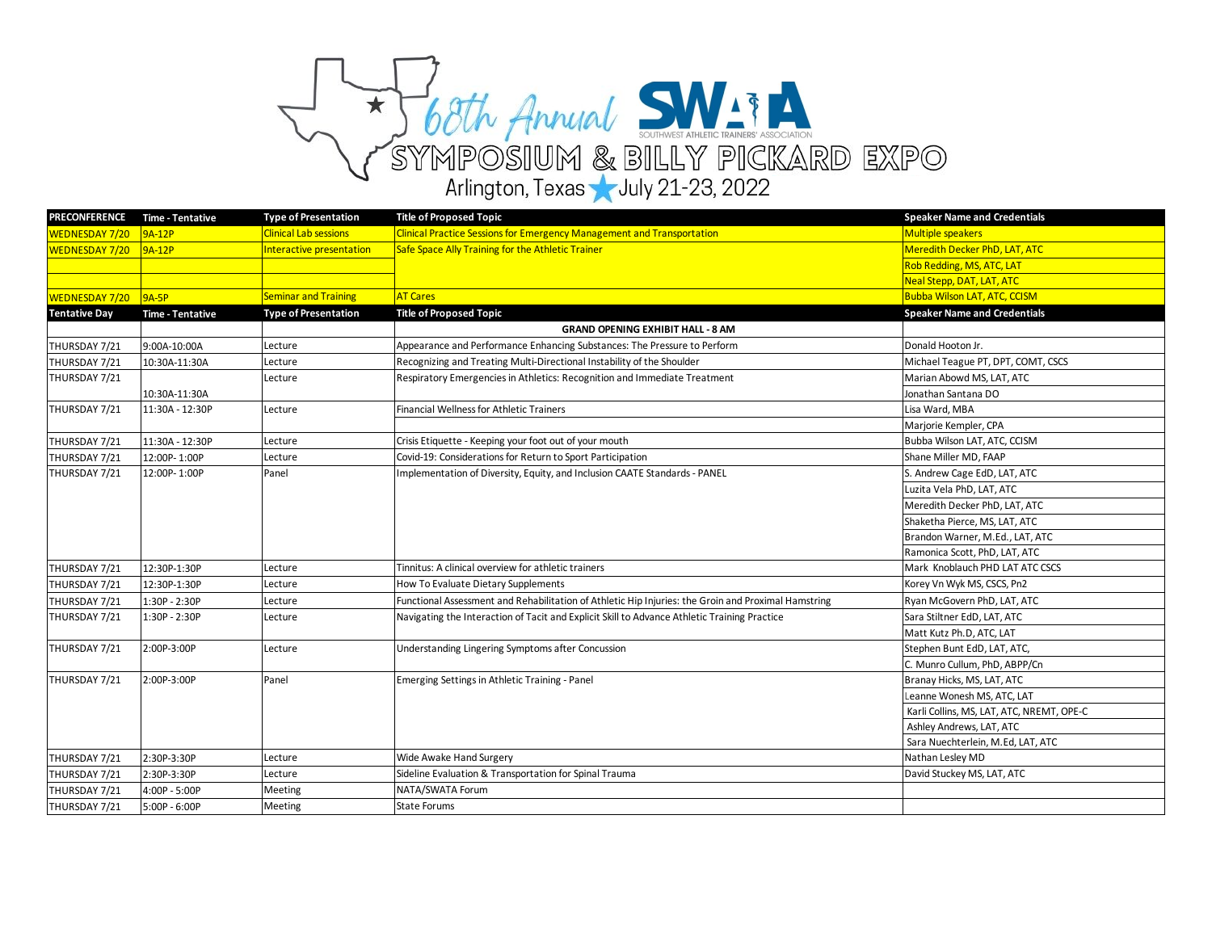# 68th Annual SWATA Symposium & Billy Pickard Expo

Southwest Athletic Trainers' Association

Arlington, Texas ★ July 21-23, 2022

| PRECONFERENCE | Time - Tentative | Type of Presentation | Title of Proposed Topic | Speaker Name and Credentials |
|---|---|---|---|---|
| WEDNESDAY 7/20 | 9A-12P | Clinical Lab sessions | Clinical Practice Sessions for Emergency Management and Transportation | Multiple speakers |
| WEDNESDAY 7/20 | 9A-12P | Interactive presentation | Safe Space Ally Training for the Athletic Trainer | Meredith Decker PhD, LAT, ATC |
| | | | | Rob Redding, MS, ATC, LAT |
| | | | | Neal Stepp, DAT, LAT, ATC |
| WEDNESDAY 7/20 | 9A-5P | Seminar and Training | AT Cares | Bubba Wilson LAT, ATC, CCISM |
| **Tentative Day** | **Time - Tentative** | **Type of Presentation** | **Title of Proposed Topic** | **Speaker Name and Credentials** |
| | | | **GRAND OPENING EXHIBIT HALL - 8 AM** | |
| THURSDAY 7/21 | 9:00A-10:00A | Lecture | Appearance and Performance Enhancing Substances: The Pressure to Perform | Donald Hooton Jr. |
| THURSDAY 7/21 | 10:30A-11:30A | Lecture | Recognizing and Treating Multi-Directional Instability of the Shoulder | Michael Teague PT, DPT, COMT, CSCS |
| THURSDAY 7/21 | | Lecture | Respiratory Emergencies in Athletics: Recognition and Immediate Treatment | Marian Abowd MS, LAT, ATC |
| | 10:30A-11:30A | | | Jonathan Santana DO |
| THURSDAY 7/21 | 11:30A - 12:30P | Lecture | Financial Wellness for Athletic Trainers | Lisa Ward, MBA |
| | | | | Marjorie Kempler, CPA |
| THURSDAY 7/21 | 11:30A - 12:30P | Lecture | Crisis Etiquette - Keeping your foot out of your mouth | Bubba Wilson LAT, ATC, CCISM |
| THURSDAY 7/21 | 12:00P- 1:00P | Lecture | Covid-19: Considerations for Return to Sport Participation | Shane Miller MD, FAAP |
| THURSDAY 7/21 | 12:00P- 1:00P | Panel | Implementation of Diversity, Equity, and Inclusion CAATE Standards - PANEL | S. Andrew Cage EdD, LAT, ATC |
| | | | | Luzita Vela PhD, LAT, ATC |
| | | | | Meredith Decker PhD, LAT, ATC |
| | | | | Shaketha Pierce, MS, LAT, ATC |
| | | | | Brandon Warner, M.Ed., LAT, ATC |
| | | | | Ramonica Scott, PhD, LAT, ATC |
| THURSDAY 7/21 | 12:30P-1:30P | Lecture | Tinnitus: A clinical overview for athletic trainers | Mark Knoblauch PHD LAT ATC CSCS |
| THURSDAY 7/21 | 12:30P-1:30P | Lecture | How To Evaluate Dietary Supplements | Korey Vn Wyk MS, CSCS, Pn2 |
| THURSDAY 7/21 | 1:30P - 2:30P | Lecture | Functional Assessment and Rehabilitation of Athletic Hip Injuries: the Groin and Proximal Hamstring | Ryan McGovern PhD, LAT, ATC |
| THURSDAY 7/21 | 1:30P - 2:30P | Lecture | Navigating the Interaction of Tacit and Explicit Skill to Advance Athletic Training Practice | Sara Stiltner EdD, LAT, ATC |
| | | | | Matt Kutz Ph.D, ATC, LAT |
| THURSDAY 7/21 | 2:00P-3:00P | Lecture | Understanding Lingering Symptoms after Concussion | Stephen Bunt EdD, LAT, ATC, |
| | | | | C. Munro Cullum, PhD, ABPP/Cn |
| THURSDAY 7/21 | 2:00P-3:00P | Panel | Emerging Settings in Athletic Training - Panel | Branay Hicks, MS, LAT, ATC |
| | | | | Leanne Wonesh MS, ATC, LAT |
| | | | | Karli Collins, MS, LAT, ATC, NREMT, OPE-C |
| | | | | Ashley Andrews, LAT, ATC |
| | | | | Sara Nuechterlein, M.Ed, LAT, ATC |
| THURSDAY 7/21 | 2:30P-3:30P | Lecture | Wide Awake Hand Surgery | Nathan Lesley MD |
| THURSDAY 7/21 | 2:30P-3:30P | Lecture | Sideline Evaluation & Transportation for Spinal Trauma | David Stuckey MS, LAT, ATC |
| THURSDAY 7/21 | 4:00P - 5:00P | Meeting | NATA/SWATA Forum | |
| THURSDAY 7/21 | 5:00P - 6:00P | Meeting | State Forums | |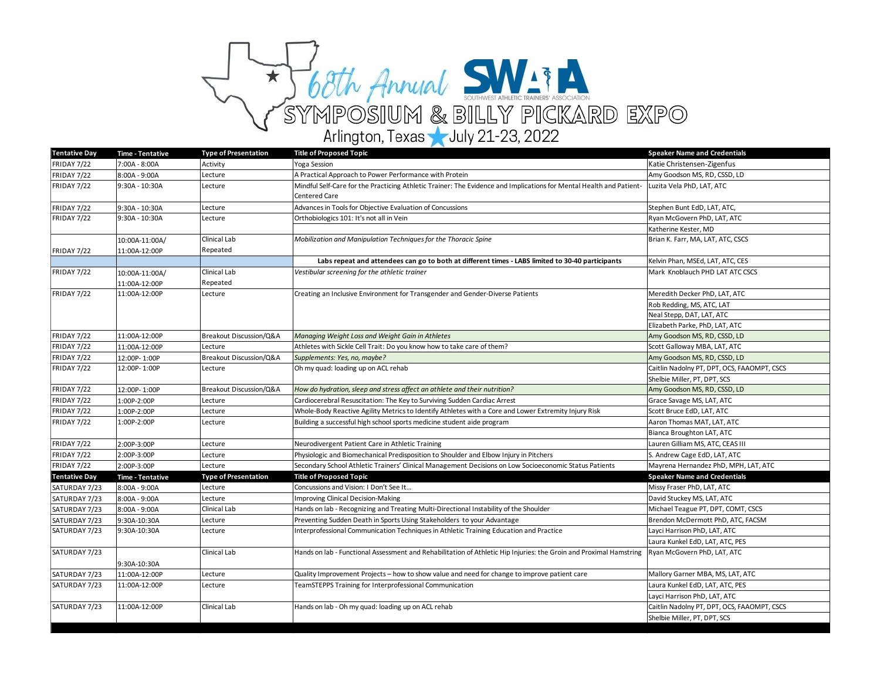# 68th Annual SWATA Symposium & Billy Pickard Expo

SOUTHWEST ATHLETIC TRAINERS' ASSOCIATION

Arlington, Texas ★ July 21-23, 2022

| Tentative Day | Time - Tentative | Type of Presentation | Title of Proposed Topic | Speaker Name and Credentials |
|---|---|---|---|---|
| FRIDAY 7/22 | 7:00A - 8:00A | Activity | Yoga Session | Katie Christensen-Zigenfus |
| FRIDAY 7/22 | 8:00A - 9:00A | Lecture | A Practical Approach to Power Performance with Protein | Amy Goodson MS, RD, CSSD, LD |
| FRIDAY 7/22 | 9:30A - 10:30A | Lecture | Mindful Self-Care for the Practicing Athletic Trainer: The Evidence and Implications for Mental Health and Patient-Centered Care | Luzita Vela PhD, LAT, ATC |
| FRIDAY 7/22 | 9:30A - 10:30A | Lecture | Advances in Tools for Objective Evaluation of Concussions | Stephen Bunt EdD, LAT, ATC, |
| FRIDAY 7/22 | 9:30A - 10:30A | Lecture | Orthobiologics 101: It's not all in Vein | Ryan McGovern PhD, LAT, ATC |
| | | | | Katherine Kester, MD |
| FRIDAY 7/22 | 10:00A-11:00A/ 11:00A-12:00P | Clinical Lab Repeated | *Mobilization and Manipulation Techniques for the Thoracic Spine* | Brian K. Farr, MA, LAT, ATC, CSCS |
| | | | **Labs repeat and attendees can go to both at different times - LABS limited to 30-40 participants** | Kelvin Phan, MSEd, LAT, ATC, CES |
| FRIDAY 7/22 | 10:00A-11:00A/ 11:00A-12:00P | Clinical Lab Repeated | *Vestibular screening for the athletic trainer* | Mark Knoblauch PHD LAT ATC CSCS |
| FRIDAY 7/22 | 11:00A-12:00P | Lecture | Creating an Inclusive Environment for Transgender and Gender-Diverse Patients | Meredith Decker PhD, LAT, ATC |
| | | | | Rob Redding, MS, ATC, LAT |
| | | | | Neal Stepp, DAT, LAT, ATC |
| | | | | Elizabeth Parke, PhD, LAT, ATC |
| FRIDAY 7/22 | 11:00A-12:00P | Breakout Discussion/Q&A | *Managing Weight Loss and Weight Gain in Athletes* | Amy Goodson MS, RD, CSSD, LD |
| FRIDAY 7/22 | 11:00A-12:00P | Lecture | Athletes with Sickle Cell Trait: Do you know how to take care of them? | Scott Galloway MBA, LAT, ATC |
| FRIDAY 7/22 | 12:00P- 1:00P | Breakout Discussion/Q&A | *Supplements: Yes, no, maybe?* | Amy Goodson MS, RD, CSSD, LD |
| FRIDAY 7/22 | 12:00P- 1:00P | Lecture | Oh my quad: loading up on ACL rehab | Caitlin Nadolny PT, DPT, OCS, FAAOMPT, CSCS |
| | | | | Shelbie Miller, PT, DPT, SCS |
| FRIDAY 7/22 | 12:00P- 1:00P | Breakout Discussion/Q&A | *How do hydration, sleep and stress affect an athlete and their nutrition?* | Amy Goodson MS, RD, CSSD, LD |
| FRIDAY 7/22 | 1:00P-2:00P | Lecture | Cardiocerebral Resuscitation: The Key to Surviving Sudden Cardiac Arrest | Grace Savage MS, LAT, ATC |
| FRIDAY 7/22 | 1:00P-2:00P | Lecture | Whole-Body Reactive Agility Metrics to Identify Athletes with a Core and Lower Extremity Injury Risk | Scott Bruce EdD, LAT, ATC |
| FRIDAY 7/22 | 1:00P-2:00P | Lecture | Building a successful high school sports medicine student aide program | Aaron Thomas MAT, LAT, ATC |
| | | | | Bianca Broughton LAT, ATC |
| FRIDAY 7/22 | 2:00P-3:00P | Lecture | Neurodivergent Patient Care in Athletic Training | Lauren Gilliam MS, ATC, CEAS III |
| FRIDAY 7/22 | 2:00P-3:00P | Lecture | Physiologic and Biomechanical Predisposition to Shoulder and Elbow Injury in Pitchers | S. Andrew Cage EdD, LAT, ATC |
| FRIDAY 7/22 | 2:00P-3:00P | Lecture | Secondary School Athletic Trainers' Clinical Management Decisions on Low Socioeconomic Status Patients | Mayrena Hernandez PhD, MPH, LAT, ATC |
| **Tentative Day** | **Time - Tentative** | **Type of Presentation** | **Title of Proposed Topic** | **Speaker Name and Credentials** |
| SATURDAY 7/23 | 8:00A - 9:00A | Lecture | Concussions and Vision: I Don't See It... | Missy Fraser PhD, LAT, ATC |
| SATURDAY 7/23 | 8:00A - 9:00A | Lecture | Improving Clinical Decision-Making | David Stuckey MS, LAT, ATC |
| SATURDAY 7/23 | 8:00A - 9:00A | Clinical Lab | Hands on lab - Recognizing and Treating Multi-Directional Instability of the Shoulder | Michael Teague PT, DPT, COMT, CSCS |
| SATURDAY 7/23 | 9:30A-10:30A | Lecture | Preventing Sudden Death in Sports Using Stakeholders to your Advantage | Brendon McDermott PhD, ATC, FACSM |
| SATURDAY 7/23 | 9:30A-10:30A | Lecture | Interprofessional Communication Techniques in Athletic Training Education and Practice | Layci Harrison PhD, LAT, ATC |
| | | | | Laura Kunkel EdD, LAT, ATC, PES |
| SATURDAY 7/23 | 9:30A-10:30A | Clinical Lab | Hands on lab - Functional Assessment and Rehabilitation of Athletic Hip Injuries: the Groin and Proximal Hamstring | Ryan McGovern PhD, LAT, ATC |
| SATURDAY 7/23 | 11:00A-12:00P | Lecture | Quality Improvement Projects – how to show value and need for change to improve patient care | Mallory Garner MBA, MS, LAT, ATC |
| SATURDAY 7/23 | 11:00A-12:00P | Lecture | TeamSTEPPS Training for Interprofessional Communication | Laura Kunkel EdD, LAT, ATC, PES |
| | | | | Layci Harrison PhD, LAT, ATC |
| SATURDAY 7/23 | 11:00A-12:00P | Clinical Lab | Hands on lab - Oh my quad: loading up on ACL rehab | Caitlin Nadolny PT, DPT, OCS, FAAOMPT, CSCS |
| | | | | Shelbie Miller, PT, DPT, SCS |